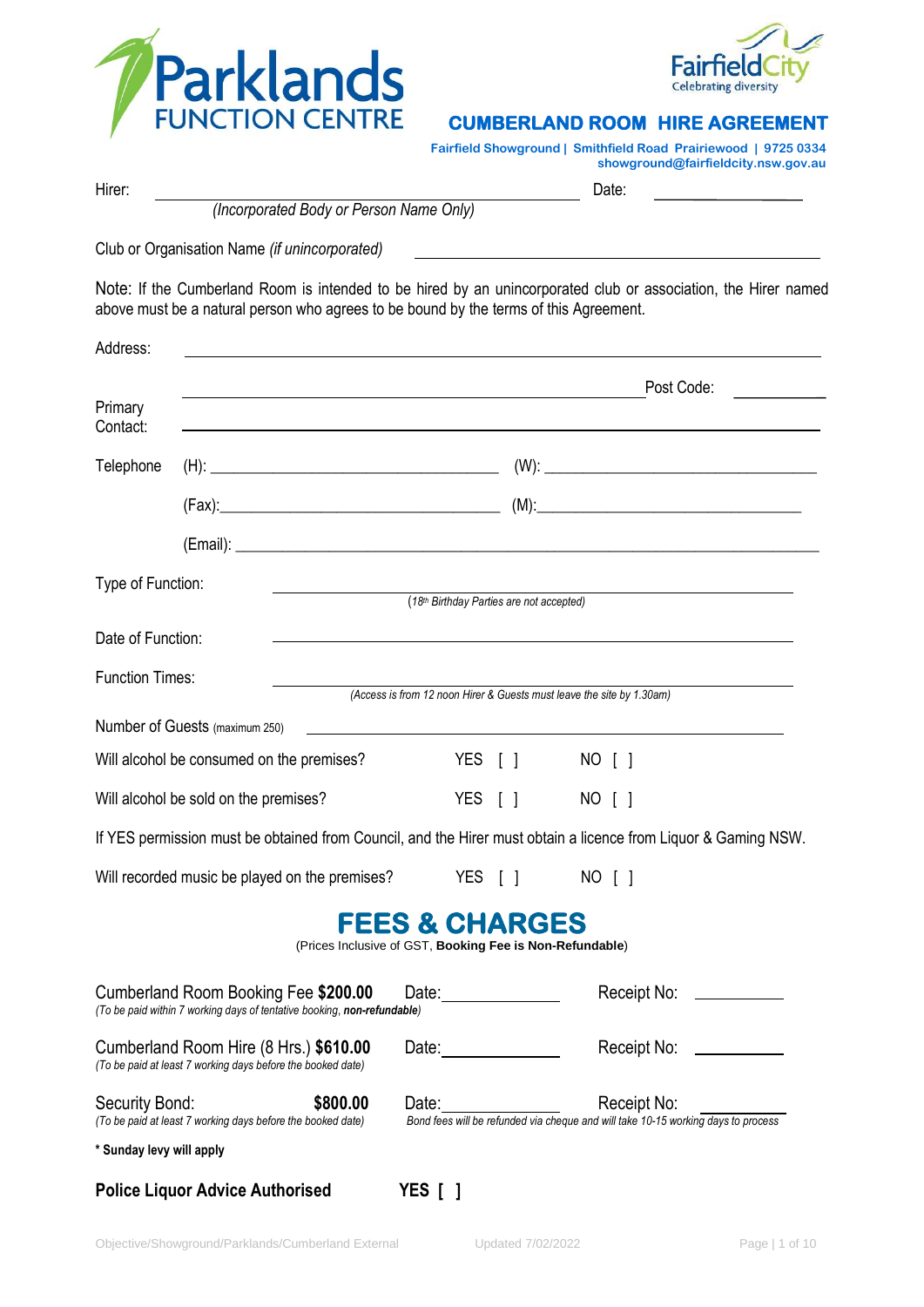Parklands FUNCTION CENTRE

Fairfield City Celebrating diversity

# CUMBERLAND ROOM HIRE AGREEMENT

**Fairfield Showground | Smithfield Road Prairiewood | 9725 0334**
**showground@fairfieldcity.nsw.gov.au**

Hirer: ______________________________ Date: ______________
*(Incorporated Body or Person Name Only)*

Club or Organisation Name *(if unincorporated)* ______________________________

Note: If the Cumberland Room is intended to be hired by an unincorporated club or association, the Hirer named above must be a natural person who agrees to be bound by the terms of this Agreement.

Address: ______________________________

______________________________ Post Code: __________

Primary Contact: ______________________________

Telephone (H): ______________________ (W): ______________________

(Fax): ______________________ (M): ______________________

(Email): ______________________________

Type of Function: ______________________________
*(18th Birthday Parties are not accepted)*

Date of Function: ______________________________

Function Times: ______________________________
*(Access is from 12 noon Hirer & Guests must leave the site by 1.30am)*

Number of Guests (maximum 250) ______________________________

Will alcohol be consumed on the premises? YES [ ] NO [ ]

Will alcohol be sold on the premises? YES [ ] NO [ ]

If YES permission must be obtained from Council, and the Hirer must obtain a licence from Liquor & Gaming NSW.

Will recorded music be played on the premises? YES [ ] NO [ ]

## FEES & CHARGES

(Prices Inclusive of GST, **Booking Fee is Non-Refundable**)

Cumberland Room Booking Fee **$200.00** Date: __________ Receipt No: __________
*(To be paid within 7 working days of tentative booking, **non-refundable**)*

Cumberland Room Hire (8 Hrs.) **$610.00** Date: __________ Receipt No: __________
*(To be paid at least 7 working days before the booked date)*

Security Bond: **$800.00** Date: __________ Receipt No: __________
*(To be paid at least 7 working days before the booked date)*
*Bond fees will be refunded via cheque and will take 10-15 working days to process*

**\* Sunday levy will apply**

**Police Liquor Advice Authorised YES [ ]**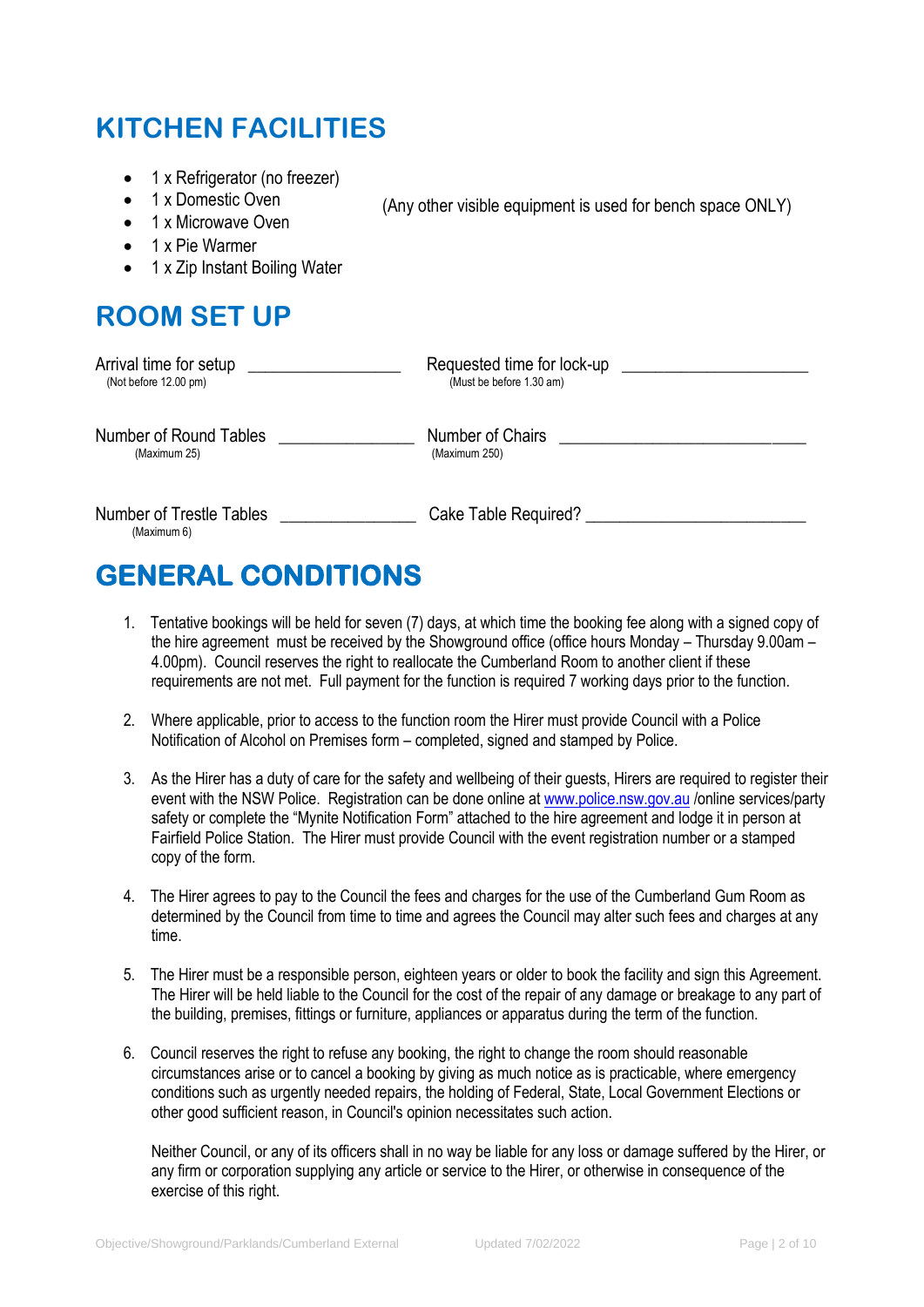## KITCHEN FACILITIES

- 1 x Refrigerator (no freezer)
- 1 x Domestic Oven
- 1 x Microwave Oven
- 1 x Pie Warmer
- 1 x Zip Instant Boiling Water

(Any other visible equipment is used for bench space ONLY)

## ROOM SET UP

Arrival time for setup ________________
(Not before 12.00 pm)

Requested time for lock-up ____________________
(Must be before 1.30 am)

Number of Round Tables _______________
(Maximum 25)

Number of Chairs ___________________________
(Maximum 250)

Number of Trestle Tables _______________
(Maximum 6)

Cake Table Required? ________________________

## GENERAL CONDITIONS

1. Tentative bookings will be held for seven (7) days, at which time the booking fee along with a signed copy of the hire agreement must be received by the Showground office (office hours Monday – Thursday 9.00am – 4.00pm). Council reserves the right to reallocate the Cumberland Room to another client if these requirements are not met. Full payment for the function is required 7 working days prior to the function.

2. Where applicable, prior to access to the function room the Hirer must provide Council with a Police Notification of Alcohol on Premises form – completed, signed and stamped by Police.

3. As the Hirer has a duty of care for the safety and wellbeing of their guests, Hirers are required to register their event with the NSW Police. Registration can be done online at www.police.nsw.gov.au /online services/party safety or complete the "Mynite Notification Form" attached to the hire agreement and lodge it in person at Fairfield Police Station. The Hirer must provide Council with the event registration number or a stamped copy of the form.

4. The Hirer agrees to pay to the Council the fees and charges for the use of the Cumberland Gum Room as determined by the Council from time to time and agrees the Council may alter such fees and charges at any time.

5. The Hirer must be a responsible person, eighteen years or older to book the facility and sign this Agreement. The Hirer will be held liable to the Council for the cost of the repair of any damage or breakage to any part of the building, premises, fittings or furniture, appliances or apparatus during the term of the function.

6. Council reserves the right to refuse any booking, the right to change the room should reasonable circumstances arise or to cancel a booking by giving as much notice as is practicable, where emergency conditions such as urgently needed repairs, the holding of Federal, State, Local Government Elections or other good sufficient reason, in Council's opinion necessitates such action.

   Neither Council, or any of its officers shall in no way be liable for any loss or damage suffered by the Hirer, or any firm or corporation supplying any article or service to the Hirer, or otherwise in consequence of the exercise of this right.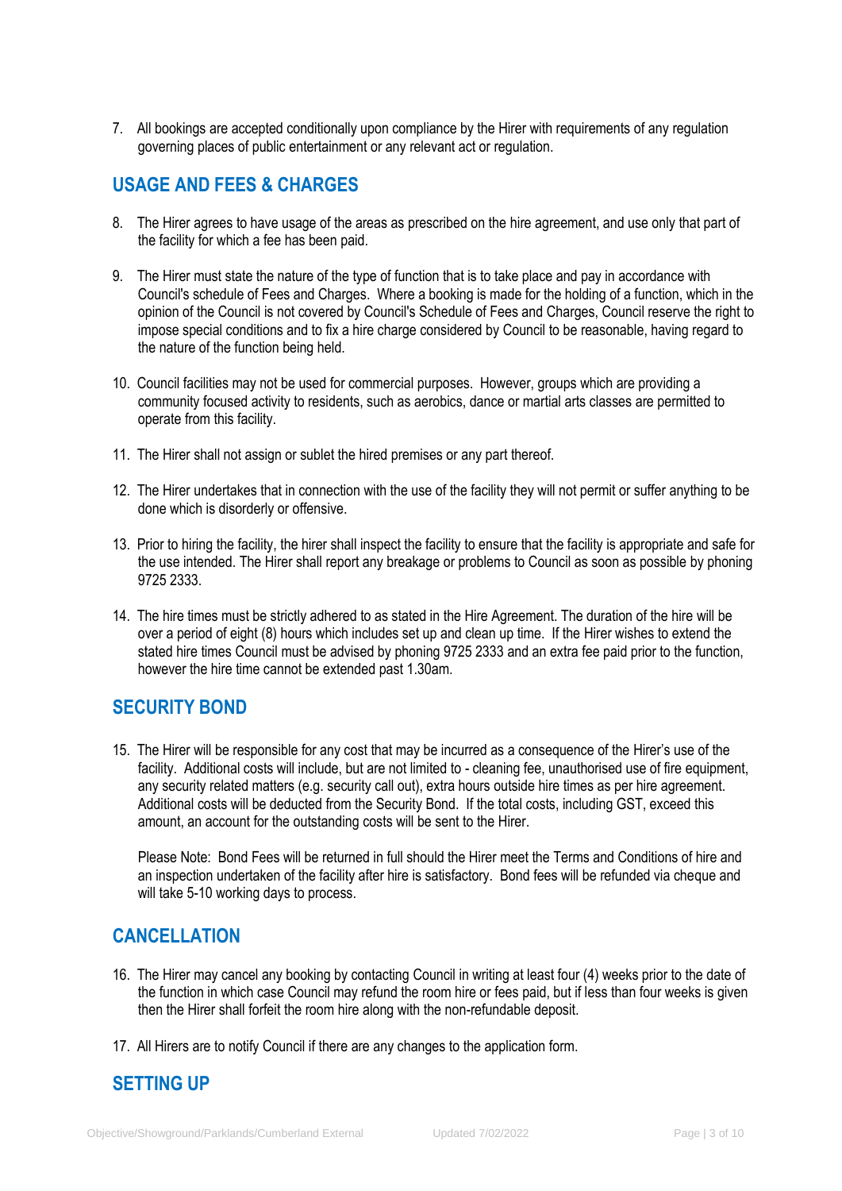7. All bookings are accepted conditionally upon compliance by the Hirer with requirements of any regulation governing places of public entertainment or any relevant act or regulation.

## USAGE AND FEES & CHARGES

8. The Hirer agrees to have usage of the areas as prescribed on the hire agreement, and use only that part of the facility for which a fee has been paid.

9. The Hirer must state the nature of the type of function that is to take place and pay in accordance with Council's schedule of Fees and Charges. Where a booking is made for the holding of a function, which in the opinion of the Council is not covered by Council's Schedule of Fees and Charges, Council reserve the right to impose special conditions and to fix a hire charge considered by Council to be reasonable, having regard to the nature of the function being held.

10. Council facilities may not be used for commercial purposes. However, groups which are providing a community focused activity to residents, such as aerobics, dance or martial arts classes are permitted to operate from this facility.

11. The Hirer shall not assign or sublet the hired premises or any part thereof.

12. The Hirer undertakes that in connection with the use of the facility they will not permit or suffer anything to be done which is disorderly or offensive.

13. Prior to hiring the facility, the hirer shall inspect the facility to ensure that the facility is appropriate and safe for the use intended. The Hirer shall report any breakage or problems to Council as soon as possible by phoning 9725 2333.

14. The hire times must be strictly adhered to as stated in the Hire Agreement. The duration of the hire will be over a period of eight (8) hours which includes set up and clean up time. If the Hirer wishes to extend the stated hire times Council must be advised by phoning 9725 2333 and an extra fee paid prior to the function, however the hire time cannot be extended past 1.30am.

## SECURITY BOND

15. The Hirer will be responsible for any cost that may be incurred as a consequence of the Hirer's use of the facility. Additional costs will include, but are not limited to - cleaning fee, unauthorised use of fire equipment, any security related matters (e.g. security call out), extra hours outside hire times as per hire agreement. Additional costs will be deducted from the Security Bond. If the total costs, including GST, exceed this amount, an account for the outstanding costs will be sent to the Hirer.

    Please Note: Bond Fees will be returned in full should the Hirer meet the Terms and Conditions of hire and an inspection undertaken of the facility after hire is satisfactory. Bond fees will be refunded via cheque and will take 5-10 working days to process.

## CANCELLATION

16. The Hirer may cancel any booking by contacting Council in writing at least four (4) weeks prior to the date of the function in which case Council may refund the room hire or fees paid, but if less than four weeks is given then the Hirer shall forfeit the room hire along with the non-refundable deposit.

17. All Hirers are to notify Council if there are any changes to the application form.

## SETTING UP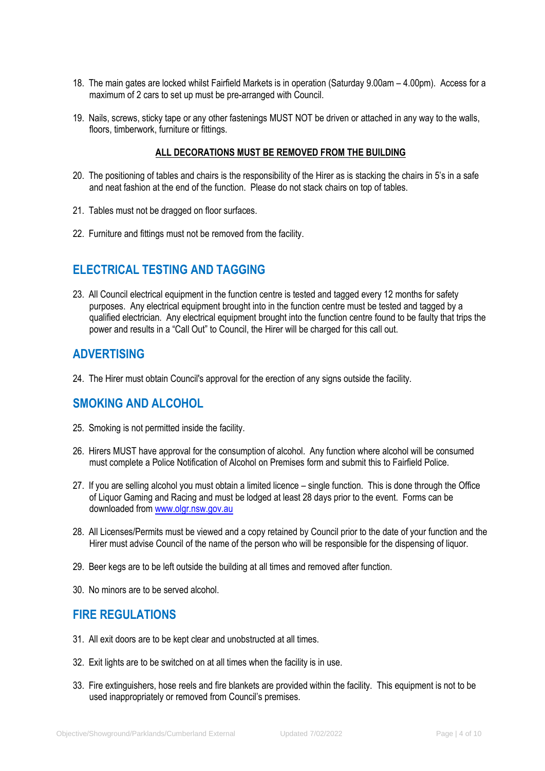18. The main gates are locked whilst Fairfield Markets is in operation (Saturday 9.00am – 4.00pm). Access for a maximum of 2 cars to set up must be pre-arranged with Council.

19. Nails, screws, sticky tape or any other fastenings MUST NOT be driven or attached in any way to the walls, floors, timberwork, furniture or fittings.

**ALL DECORATIONS MUST BE REMOVED FROM THE BUILDING**

20. The positioning of tables and chairs is the responsibility of the Hirer as is stacking the chairs in 5's in a safe and neat fashion at the end of the function. Please do not stack chairs on top of tables.

21. Tables must not be dragged on floor surfaces.

22. Furniture and fittings must not be removed from the facility.

## ELECTRICAL TESTING AND TAGGING

23. All Council electrical equipment in the function centre is tested and tagged every 12 months for safety purposes. Any electrical equipment brought into in the function centre must be tested and tagged by a qualified electrician. Any electrical equipment brought into the function centre found to be faulty that trips the power and results in a "Call Out" to Council, the Hirer will be charged for this call out.

## ADVERTISING

24. The Hirer must obtain Council's approval for the erection of any signs outside the facility.

## SMOKING AND ALCOHOL

25. Smoking is not permitted inside the facility.

26. Hirers MUST have approval for the consumption of alcohol. Any function where alcohol will be consumed must complete a Police Notification of Alcohol on Premises form and submit this to Fairfield Police.

27. If you are selling alcohol you must obtain a limited licence – single function. This is done through the Office of Liquor Gaming and Racing and must be lodged at least 28 days prior to the event. Forms can be downloaded from [www.olgr.nsw.gov.au](http://www.olgr.nsw.gov.au)

28. All Licenses/Permits must be viewed and a copy retained by Council prior to the date of your function and the Hirer must advise Council of the name of the person who will be responsible for the dispensing of liquor.

29. Beer kegs are to be left outside the building at all times and removed after function.

30. No minors are to be served alcohol.

## FIRE REGULATIONS

31. All exit doors are to be kept clear and unobstructed at all times.

32. Exit lights are to be switched on at all times when the facility is in use.

33. Fire extinguishers, hose reels and fire blankets are provided within the facility. This equipment is not to be used inappropriately or removed from Council's premises.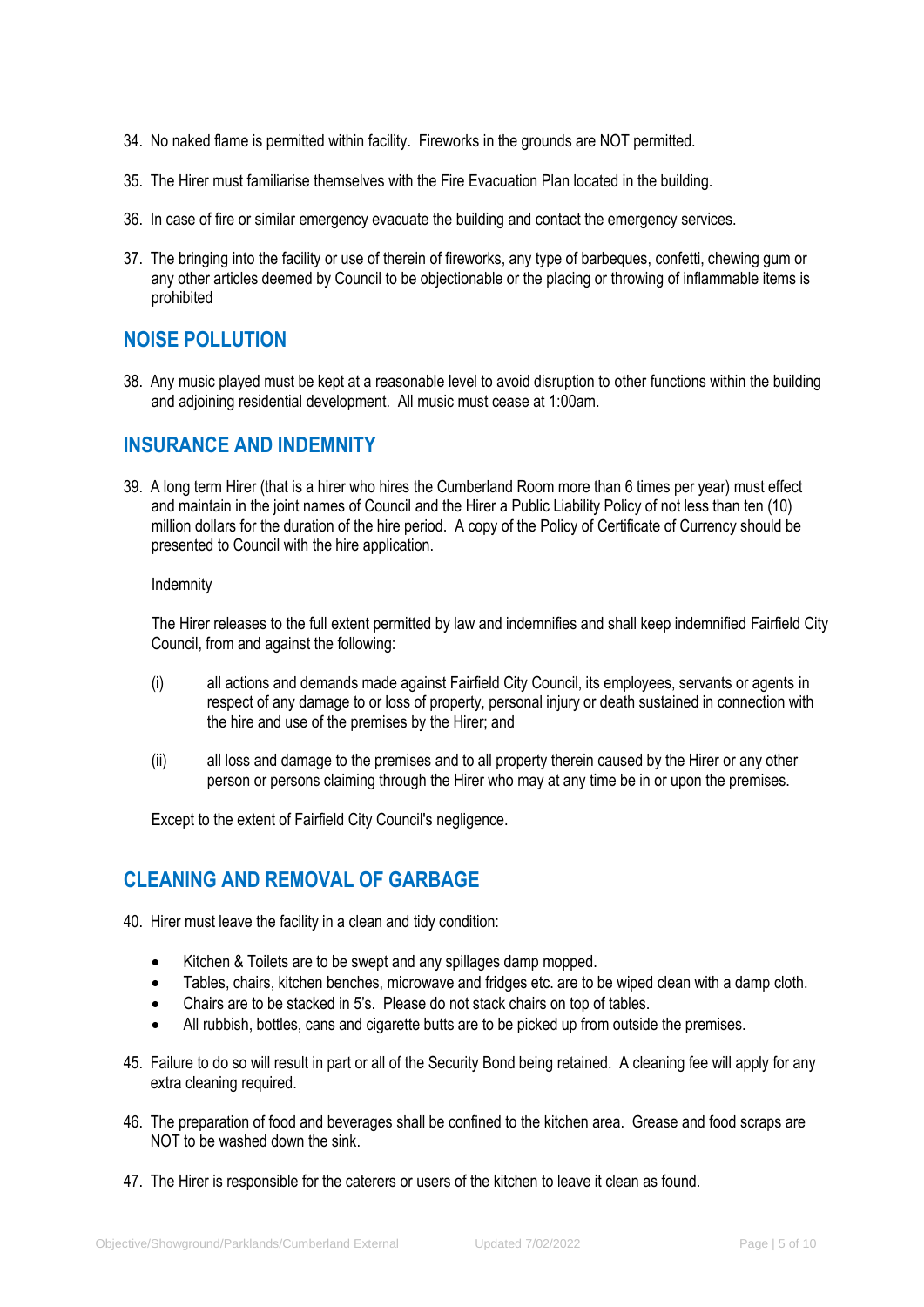34. No naked flame is permitted within facility. Fireworks in the grounds are NOT permitted.

35. The Hirer must familiarise themselves with the Fire Evacuation Plan located in the building.

36. In case of fire or similar emergency evacuate the building and contact the emergency services.

37. The bringing into the facility or use of therein of fireworks, any type of barbeques, confetti, chewing gum or any other articles deemed by Council to be objectionable or the placing or throwing of inflammable items is prohibited

## NOISE POLLUTION

38. Any music played must be kept at a reasonable level to avoid disruption to other functions within the building and adjoining residential development. All music must cease at 1:00am.

## INSURANCE AND INDEMNITY

39. A long term Hirer (that is a hirer who hires the Cumberland Room more than 6 times per year) must effect and maintain in the joint names of Council and the Hirer a Public Liability Policy of not less than ten (10) million dollars for the duration of the hire period. A copy of the Policy of Certificate of Currency should be presented to Council with the hire application.

    Indemnity

    The Hirer releases to the full extent permitted by law and indemnifies and shall keep indemnified Fairfield City Council, from and against the following:

    (i) all actions and demands made against Fairfield City Council, its employees, servants or agents in respect of any damage to or loss of property, personal injury or death sustained in connection with the hire and use of the premises by the Hirer; and

    (ii) all loss and damage to the premises and to all property therein caused by the Hirer or any other person or persons claiming through the Hirer who may at any time be in or upon the premises.

    Except to the extent of Fairfield City Council's negligence.

## CLEANING AND REMOVAL OF GARBAGE

40. Hirer must leave the facility in a clean and tidy condition:

    - Kitchen & Toilets are to be swept and any spillages damp mopped.
    - Tables, chairs, kitchen benches, microwave and fridges etc. are to be wiped clean with a damp cloth.
    - Chairs are to be stacked in 5's. Please do not stack chairs on top of tables.
    - All rubbish, bottles, cans and cigarette butts are to be picked up from outside the premises.

45. Failure to do so will result in part or all of the Security Bond being retained. A cleaning fee will apply for any extra cleaning required.

46. The preparation of food and beverages shall be confined to the kitchen area. Grease and food scraps are NOT to be washed down the sink.

47. The Hirer is responsible for the caterers or users of the kitchen to leave it clean as found.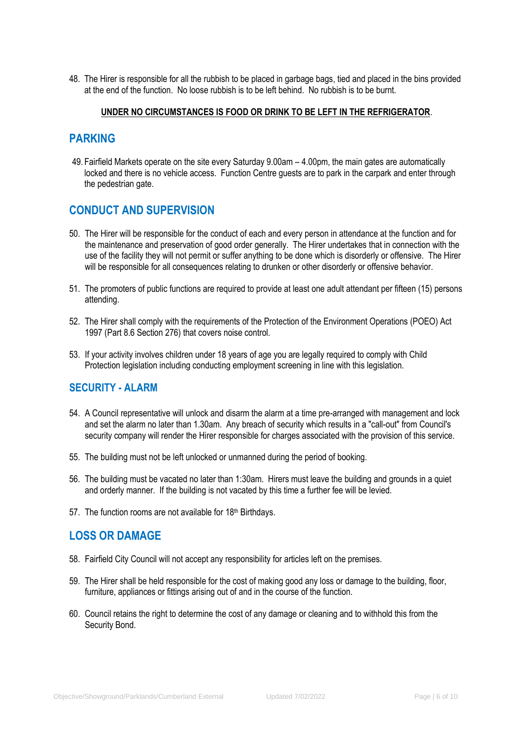48. The Hirer is responsible for all the rubbish to be placed in garbage bags, tied and placed in the bins provided at the end of the function. No loose rubbish is to be left behind. No rubbish is to be burnt.

**UNDER NO CIRCUMSTANCES IS FOOD OR DRINK TO BE LEFT IN THE REFRIGERATOR**.

## PARKING

49. Fairfield Markets operate on the site every Saturday 9.00am – 4.00pm, the main gates are automatically locked and there is no vehicle access. Function Centre guests are to park in the carpark and enter through the pedestrian gate.

## CONDUCT AND SUPERVISION

50. The Hirer will be responsible for the conduct of each and every person in attendance at the function and for the maintenance and preservation of good order generally. The Hirer undertakes that in connection with the use of the facility they will not permit or suffer anything to be done which is disorderly or offensive. The Hirer will be responsible for all consequences relating to drunken or other disorderly or offensive behavior.

51. The promoters of public functions are required to provide at least one adult attendant per fifteen (15) persons attending.

52. The Hirer shall comply with the requirements of the Protection of the Environment Operations (POEO) Act 1997 (Part 8.6 Section 276) that covers noise control.

53. If your activity involves children under 18 years of age you are legally required to comply with Child Protection legislation including conducting employment screening in line with this legislation.

## SECURITY - ALARM

54. A Council representative will unlock and disarm the alarm at a time pre-arranged with management and lock and set the alarm no later than 1.30am. Any breach of security which results in a "call-out" from Council's security company will render the Hirer responsible for charges associated with the provision of this service.

55. The building must not be left unlocked or unmanned during the period of booking.

56. The building must be vacated no later than 1:30am. Hirers must leave the building and grounds in a quiet and orderly manner. If the building is not vacated by this time a further fee will be levied.

57. The function rooms are not available for 18th Birthdays.

## LOSS OR DAMAGE

58. Fairfield City Council will not accept any responsibility for articles left on the premises.

59. The Hirer shall be held responsible for the cost of making good any loss or damage to the building, floor, furniture, appliances or fittings arising out of and in the course of the function.

60. Council retains the right to determine the cost of any damage or cleaning and to withhold this from the Security Bond.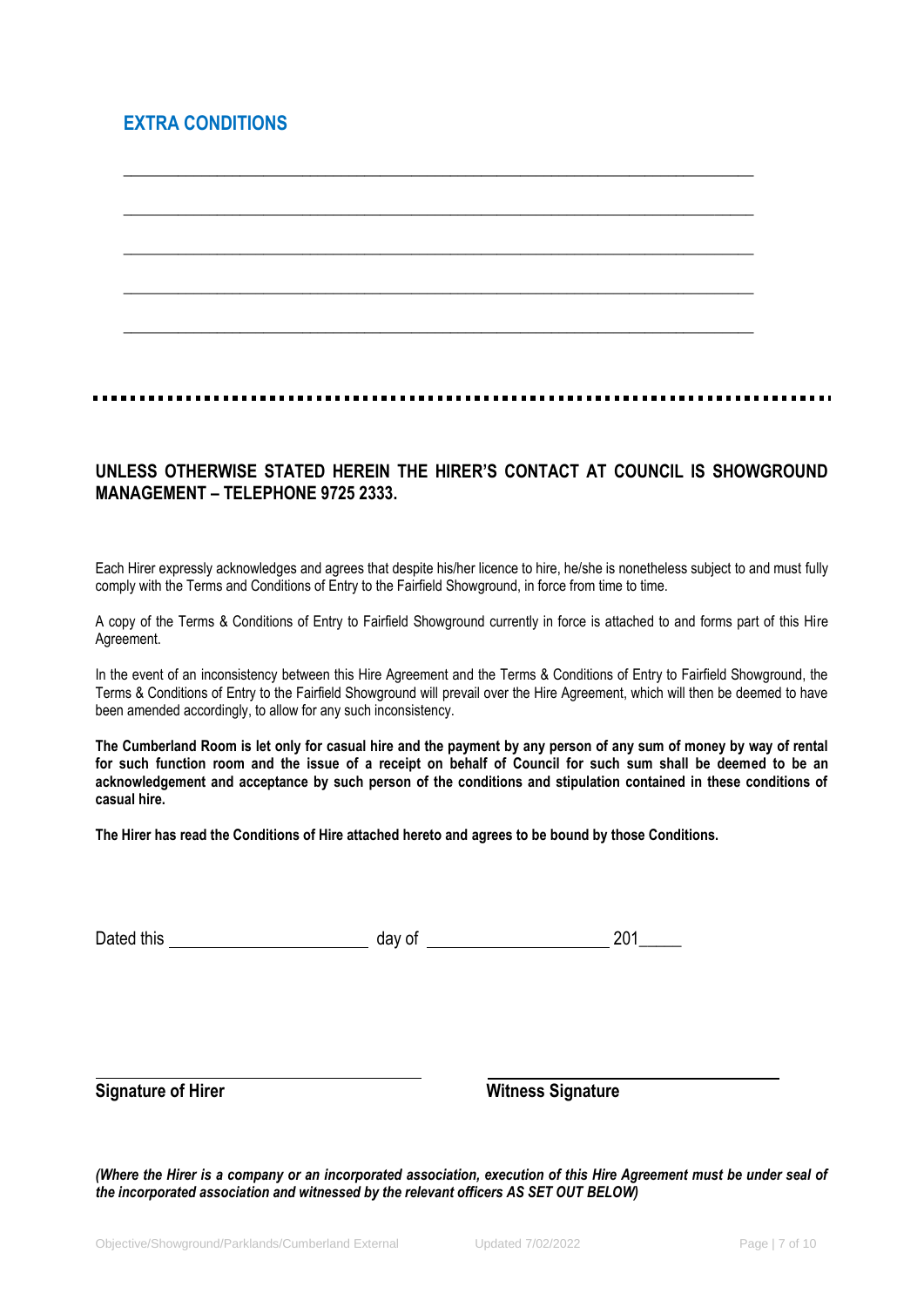## EXTRA CONDITIONS

______________________________________________________________________________

______________________________________________________________________________

______________________________________________________________________________

______________________________________________________________________________

______________________________________________________________________________

**UNLESS OTHERWISE STATED HEREIN THE HIRER'S CONTACT AT COUNCIL IS SHOWGROUND MANAGEMENT – TELEPHONE 9725 2333.**

Each Hirer expressly acknowledges and agrees that despite his/her licence to hire, he/she is nonetheless subject to and must fully comply with the Terms and Conditions of Entry to the Fairfield Showground, in force from time to time.

A copy of the Terms & Conditions of Entry to Fairfield Showground currently in force is attached to and forms part of this Hire Agreement.

In the event of an inconsistency between this Hire Agreement and the Terms & Conditions of Entry to Fairfield Showground, the Terms & Conditions of Entry to the Fairfield Showground will prevail over the Hire Agreement, which will then be deemed to have been amended accordingly, to allow for any such inconsistency.

**The Cumberland Room is let only for casual hire and the payment by any person of any sum of money by way of rental for such function room and the issue of a receipt on behalf of Council for such sum shall be deemed to be an acknowledgement and acceptance by such person of the conditions and stipulation contained in these conditions of casual hire.**

**The Hirer has read the Conditions of Hire attached hereto and agrees to be bound by those Conditions.**

Dated this ______________________ day of ____________________ 201_____

______________________________ ______________________________

**Signature of Hirer** **Witness Signature**

***(Where the Hirer is a company or an incorporated association, execution of this Hire Agreement must be under seal of the incorporated association and witnessed by the relevant officers AS SET OUT BELOW)***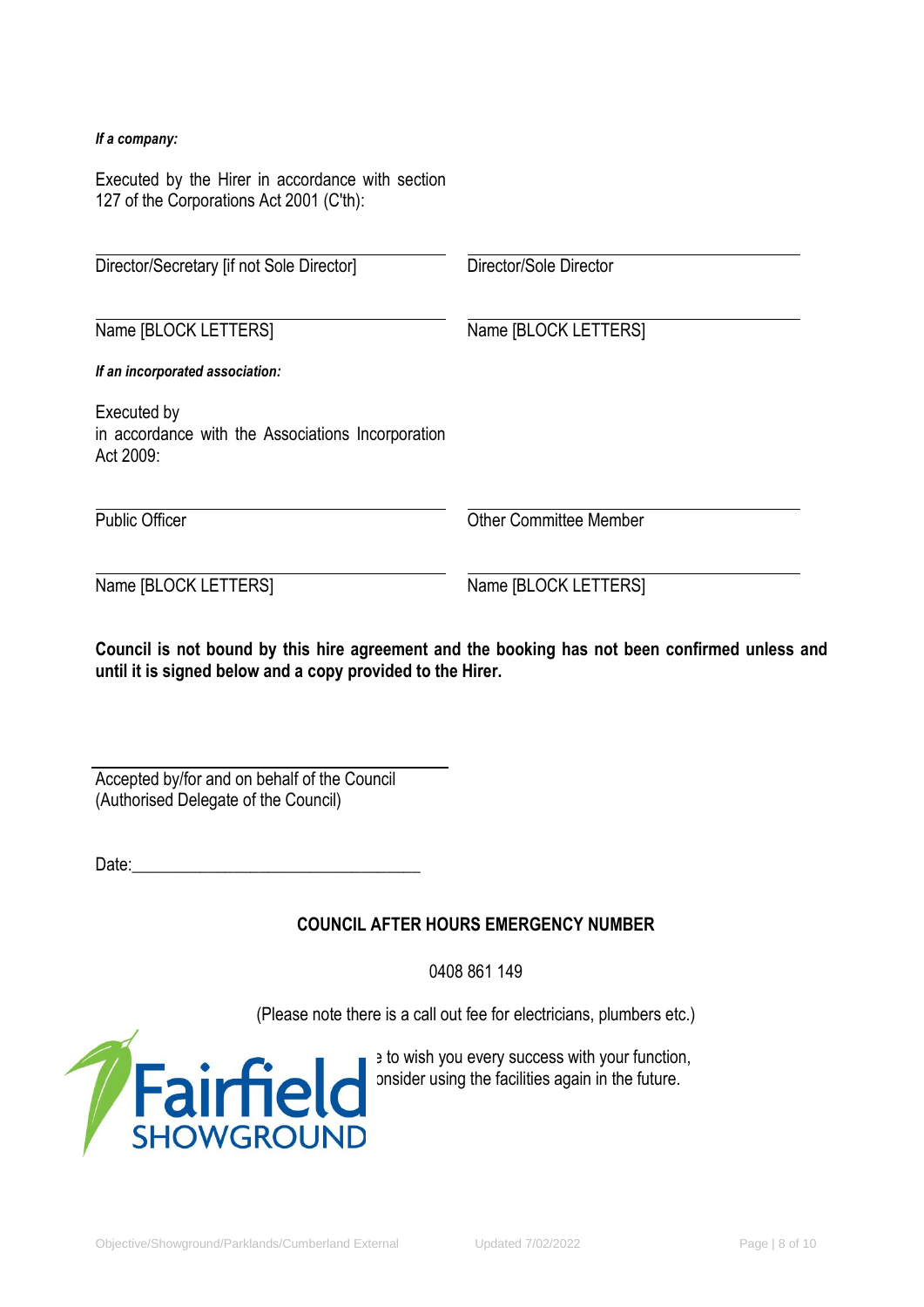***If a company:***

Executed by the Hirer in accordance with section 127 of the Corporations Act 2001 (C'th):

| | |
|---|---|
| Director/Secretary [if not Sole Director] | Director/Sole Director |
| Name [BLOCK LETTERS] | Name [BLOCK LETTERS] |

***If an incorporated association:***

Executed by
in accordance with the Associations Incorporation Act 2009:

| | |
|---|---|
| Public Officer | Other Committee Member |
| Name [BLOCK LETTERS] | Name [BLOCK LETTERS] |

**Council is not bound by this hire agreement and the booking has not been confirmed unless and until it is signed below and a copy provided to the Hirer.**

Accepted by/for and on behalf of the Council
(Authorised Delegate of the Council)

Date:\_\_\_\_\_\_\_\_\_\_\_\_\_\_\_\_\_\_\_\_\_\_\_\_\_\_\_\_\_\_\_\_\_\_

**COUNCIL AFTER HOURS EMERGENCY NUMBER**

0408 861 149

(Please note there is a call out fee for electricians, plumbers etc.)

Fairfield SHOWGROUND

ɘ to wish you every success with your function, ɔnsider using the facilities again in the future.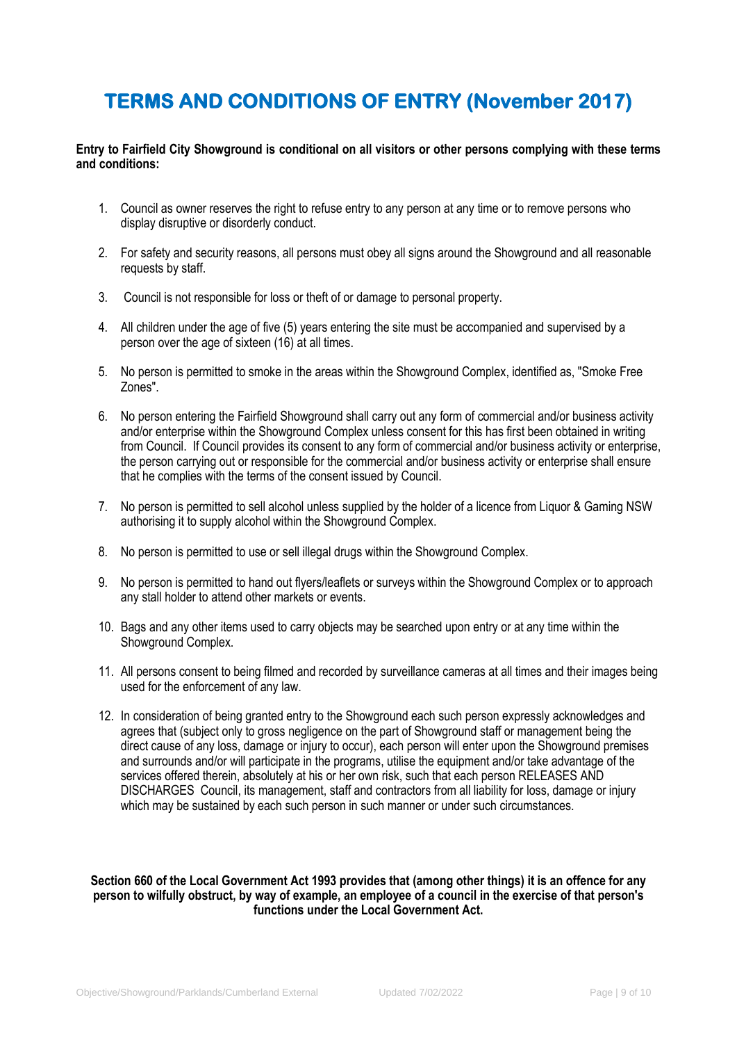# TERMS AND CONDITIONS OF ENTRY (November 2017)

**Entry to Fairfield City Showground is conditional on all visitors or other persons complying with these terms and conditions:**

1. Council as owner reserves the right to refuse entry to any person at any time or to remove persons who display disruptive or disorderly conduct.

2. For safety and security reasons, all persons must obey all signs around the Showground and all reasonable requests by staff.

3. Council is not responsible for loss or theft of or damage to personal property.

4. All children under the age of five (5) years entering the site must be accompanied and supervised by a person over the age of sixteen (16) at all times.

5. No person is permitted to smoke in the areas within the Showground Complex, identified as, "Smoke Free Zones".

6. No person entering the Fairfield Showground shall carry out any form of commercial and/or business activity and/or enterprise within the Showground Complex unless consent for this has first been obtained in writing from Council. If Council provides its consent to any form of commercial and/or business activity or enterprise, the person carrying out or responsible for the commercial and/or business activity or enterprise shall ensure that he complies with the terms of the consent issued by Council.

7. No person is permitted to sell alcohol unless supplied by the holder of a licence from Liquor & Gaming NSW authorising it to supply alcohol within the Showground Complex.

8. No person is permitted to use or sell illegal drugs within the Showground Complex.

9. No person is permitted to hand out flyers/leaflets or surveys within the Showground Complex or to approach any stall holder to attend other markets or events.

10. Bags and any other items used to carry objects may be searched upon entry or at any time within the Showground Complex.

11. All persons consent to being filmed and recorded by surveillance cameras at all times and their images being used for the enforcement of any law.

12. In consideration of being granted entry to the Showground each such person expressly acknowledges and agrees that (subject only to gross negligence on the part of Showground staff or management being the direct cause of any loss, damage or injury to occur), each person will enter upon the Showground premises and surrounds and/or will participate in the programs, utilise the equipment and/or take advantage of the services offered therein, absolutely at his or her own risk, such that each person RELEASES AND DISCHARGES Council, its management, staff and contractors from all liability for loss, damage or injury which may be sustained by each such person in such manner or under such circumstances.

**Section 660 of the Local Government Act 1993 provides that (among other things) it is an offence for any person to wilfully obstruct, by way of example, an employee of a council in the exercise of that person's functions under the Local Government Act.**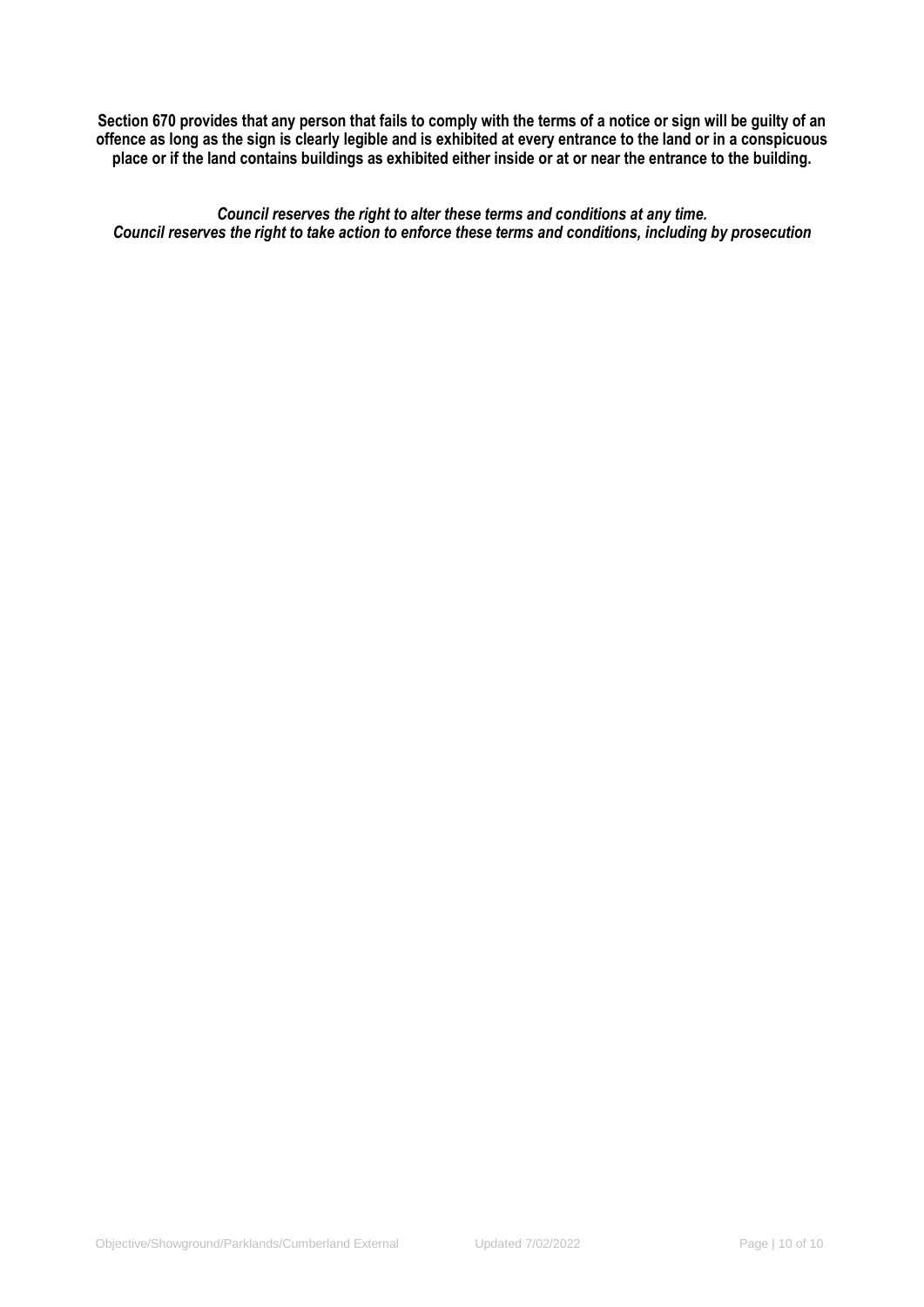**Section 670 provides that any person that fails to comply with the terms of a notice or sign will be guilty of an offence as long as the sign is clearly legible and is exhibited at every entrance to the land or in a conspicuous place or if the land contains buildings as exhibited either inside or at or near the entrance to the building.**

***Council reserves the right to alter these terms and conditions at any time.***
***Council reserves the right to take action to enforce these terms and conditions, including by prosecution***